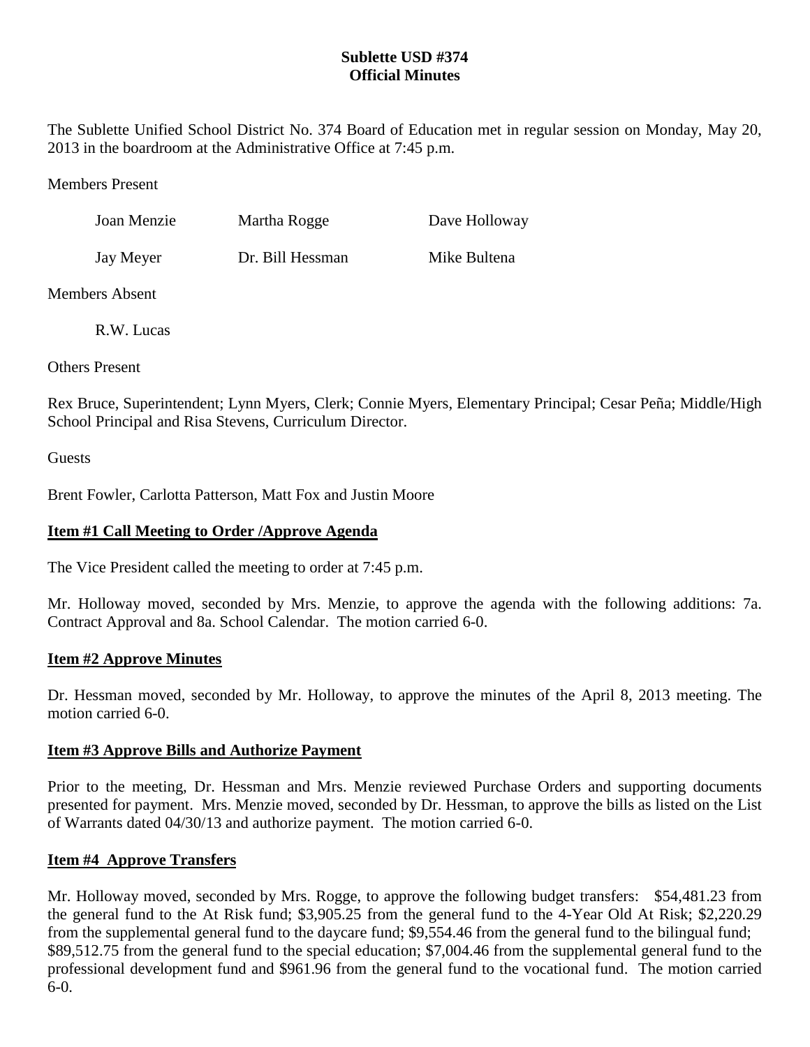**Sublette USD #374**
**Official Minutes**

The Sublette Unified School District No. 374 Board of Education met in regular session on Monday, May 20, 2013 in the boardroom at the Administrative Office at 7:45 p.m.

Members Present

| | | |
|---|---|---|
| Joan Menzie | Martha Rogge | Dave Holloway |
| Jay Meyer | Dr. Bill Hessman | Mike Bultena |

Members Absent

R.W. Lucas

Others Present

Rex Bruce, Superintendent; Lynn Myers, Clerk; Connie Myers, Elementary Principal; Cesar Peña; Middle/High School Principal and Risa Stevens, Curriculum Director.

Guests

Brent Fowler, Carlotta Patterson, Matt Fox and Justin Moore

**Item #1 Call Meeting to Order /Approve Agenda**

The Vice President called the meeting to order at 7:45 p.m.

Mr. Holloway moved, seconded by Mrs. Menzie, to approve the agenda with the following additions: 7a. Contract Approval and 8a. School Calendar. The motion carried 6-0.

**Item #2 Approve Minutes**

Dr. Hessman moved, seconded by Mr. Holloway, to approve the minutes of the April 8, 2013 meeting. The motion carried 6-0.

**Item #3 Approve Bills and Authorize Payment**

Prior to the meeting, Dr. Hessman and Mrs. Menzie reviewed Purchase Orders and supporting documents presented for payment. Mrs. Menzie moved, seconded by Dr. Hessman, to approve the bills as listed on the List of Warrants dated 04/30/13 and authorize payment. The motion carried 6-0.

**Item #4 Approve Transfers**

Mr. Holloway moved, seconded by Mrs. Rogge, to approve the following budget transfers: $54,481.23 from the general fund to the At Risk fund; $3,905.25 from the general fund to the 4-Year Old At Risk; $2,220.29 from the supplemental general fund to the daycare fund; $9,554.46 from the general fund to the bilingual fund; $89,512.75 from the general fund to the special education; $7,004.46 from the supplemental general fund to the professional development fund and $961.96 from the general fund to the vocational fund. The motion carried 6-0.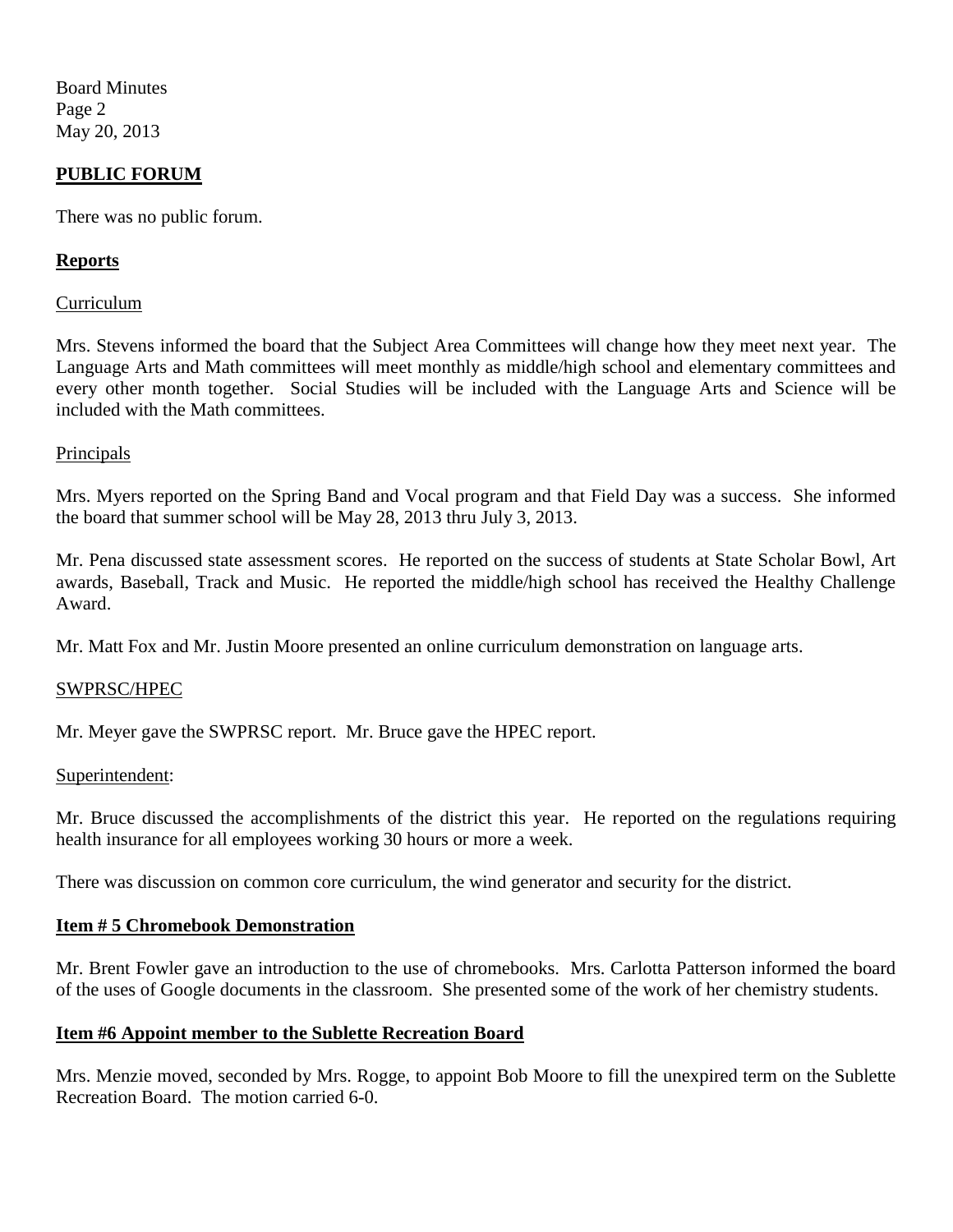## PUBLIC FORUM

There was no public forum.

## Reports

Curriculum

Mrs. Stevens informed the board that the Subject Area Committees will change how they meet next year. The Language Arts and Math committees will meet monthly as middle/high school and elementary committees and every other month together. Social Studies will be included with the Language Arts and Science will be included with the Math committees.

Principals

Mrs. Myers reported on the Spring Band and Vocal program and that Field Day was a success. She informed the board that summer school will be May 28, 2013 thru July 3, 2013.

Mr. Pena discussed state assessment scores. He reported on the success of students at State Scholar Bowl, Art awards, Baseball, Track and Music. He reported the middle/high school has received the Healthy Challenge Award.

Mr. Matt Fox and Mr. Justin Moore presented an online curriculum demonstration on language arts.

SWPRSC/HPEC

Mr. Meyer gave the SWPRSC report. Mr. Bruce gave the HPEC report.

Superintendent:

Mr. Bruce discussed the accomplishments of the district this year. He reported on the regulations requiring health insurance for all employees working 30 hours or more a week.

There was discussion on common core curriculum, the wind generator and security for the district.

## Item # 5 Chromebook Demonstration

Mr. Brent Fowler gave an introduction to the use of chromebooks. Mrs. Carlotta Patterson informed the board of the uses of Google documents in the classroom. She presented some of the work of her chemistry students.

## Item #6 Appoint member to the Sublette Recreation Board

Mrs. Menzie moved, seconded by Mrs. Rogge, to appoint Bob Moore to fill the unexpired term on the Sublette Recreation Board. The motion carried 6-0.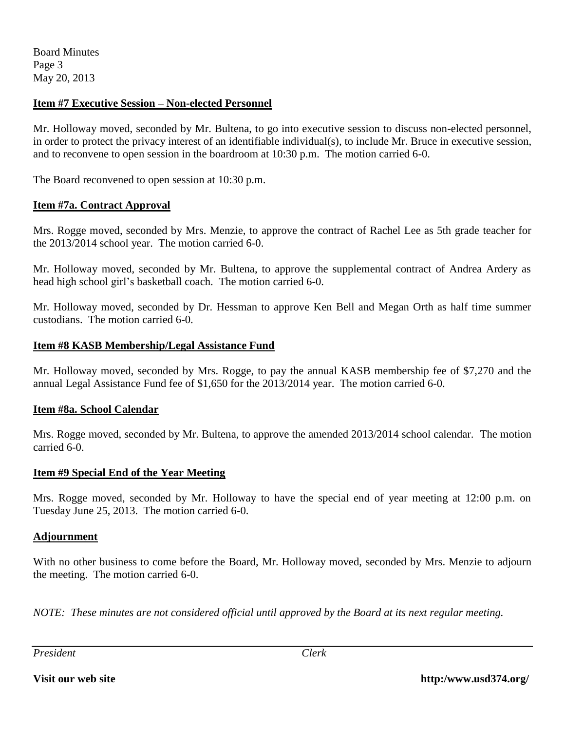**Item #7 Executive Session – Non-elected Personnel**

Mr. Holloway moved, seconded by Mr. Bultena, to go into executive session to discuss non-elected personnel, in order to protect the privacy interest of an identifiable individual(s), to include Mr. Bruce in executive session, and to reconvene to open session in the boardroom at 10:30 p.m. The motion carried 6-0.

The Board reconvened to open session at 10:30 p.m.

**Item #7a. Contract Approval**

Mrs. Rogge moved, seconded by Mrs. Menzie, to approve the contract of Rachel Lee as 5th grade teacher for the 2013/2014 school year. The motion carried 6-0.

Mr. Holloway moved, seconded by Mr. Bultena, to approve the supplemental contract of Andrea Ardery as head high school girl's basketball coach. The motion carried 6-0.

Mr. Holloway moved, seconded by Dr. Hessman to approve Ken Bell and Megan Orth as half time summer custodians. The motion carried 6-0.

**Item #8 KASB Membership/Legal Assistance Fund**

Mr. Holloway moved, seconded by Mrs. Rogge, to pay the annual KASB membership fee of $7,270 and the annual Legal Assistance Fund fee of $1,650 for the 2013/2014 year. The motion carried 6-0.

**Item #8a. School Calendar**

Mrs. Rogge moved, seconded by Mr. Bultena, to approve the amended 2013/2014 school calendar. The motion carried 6-0.

**Item #9 Special End of the Year Meeting**

Mrs. Rogge moved, seconded by Mr. Holloway to have the special end of year meeting at 12:00 p.m. on Tuesday June 25, 2013. The motion carried 6-0.

**Adjournment**

With no other business to come before the Board, Mr. Holloway moved, seconded by Mrs. Menzie to adjourn the meeting. The motion carried 6-0.

*NOTE: These minutes are not considered official until approved by the Board at its next regular meeting.*

*President* *Clerk*

**Visit our web site** **http:/www.usd374.org/**